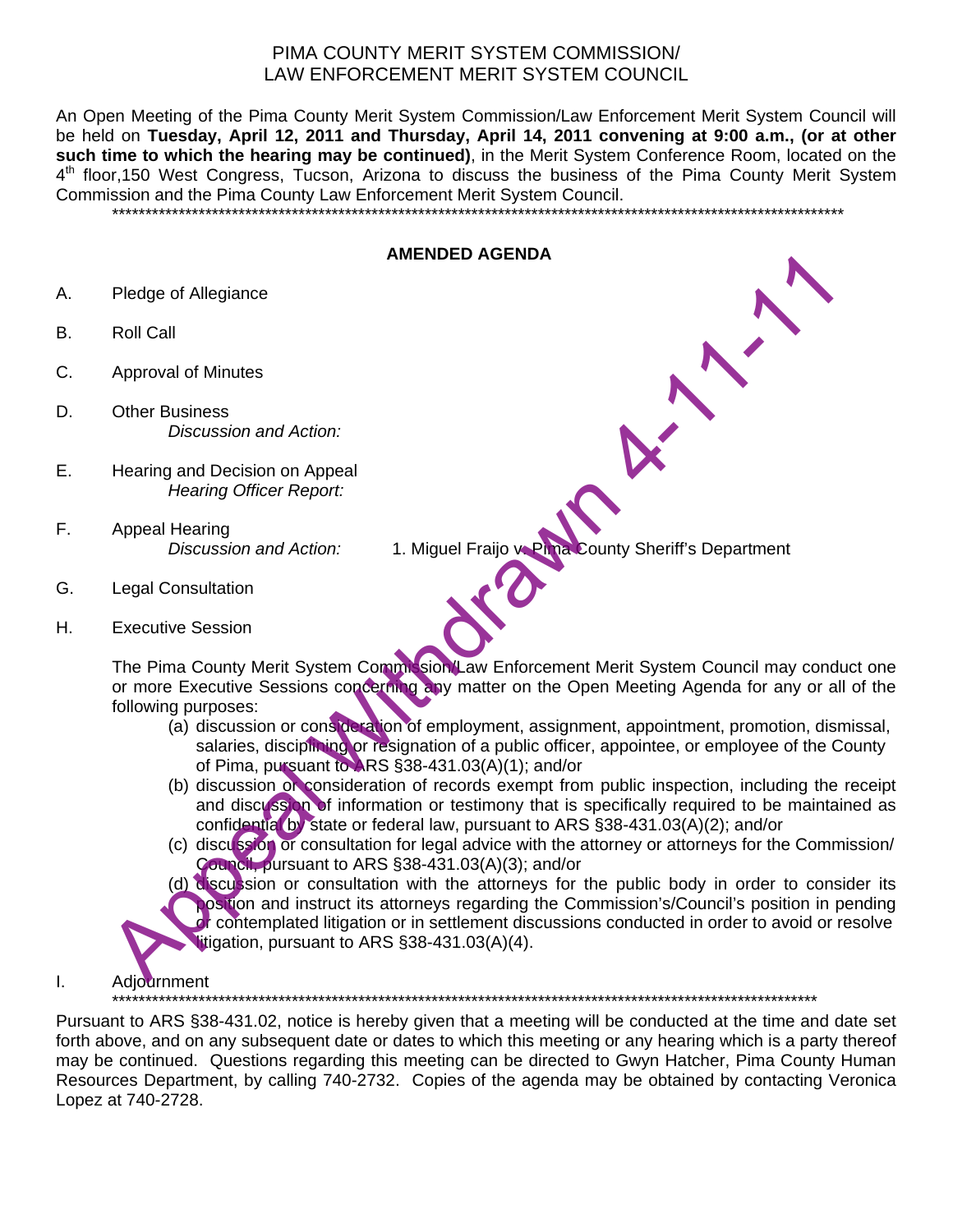# PIMA COUNTY MERIT SYSTEM COMMISSION/ LAW ENFORCEMENT MERIT SYSTEM COUNCIL

An Open Meeting of the Pima County Merit System Commission/Law Enforcement Merit System Council will be held on **Tuesday, April 12, 2011 and Thursday, April 14, 2011 convening at 9:00 a.m., (or at other such time to which the hearing may be continued)**, in the Merit System Conference Room, located on the 4th floor,150 West Congress, Tucson, Arizona to discuss the business of the Pima County Merit System Commission and the Pima County Law Enforcement Merit System Council.

\*\*\*\*\*\*\*\*\*\*\*\*\*\*\*\*\*\*\*\*\*\*\*\*\*\*\*\*\*\*\*\*\*\*\*\*\*\*\*\*\*\*\*\*\*\*\*\*\*\*\*\*\*\*\*\*\*\*\*\*\*\*\*\*\*\*\*\*\*\*\*\*\*\*\*\*\*\*\*\*\*\*\*\*\*\*\*\*\*\*\*\*\*\*\*\*\*\*\*\*\*\*\*\*\*\*\*\*\*\*

## AMENDED AGENDA

Appeal Withdrawn 4-11-11

A. Pledge of Allegiance

B. Roll Call

C. Approval of Minutes

D. Other Business
   *Discussion and Action:*

E. Hearing and Decision on Appeal
   *Hearing Officer Report:*

F. Appeal Hearing
   *Discussion and Action:* 1. Miguel Fraijo v. Pima County Sheriff's Department

G. Legal Consultation

H. Executive Session

The Pima County Merit System Commission/Law Enforcement Merit System Council may conduct one or more Executive Sessions concerning any matter on the Open Meeting Agenda for any or all of the following purposes:

(a) discussion or consideration of employment, assignment, appointment, promotion, dismissal, salaries, disciplining or resignation of a public officer, appointee, or employee of the County of Pima, pursuant to ARS §38-431.03(A)(1); and/or

(b) discussion or consideration of records exempt from public inspection, including the receipt and discussion of information or testimony that is specifically required to be maintained as confidential by state or federal law, pursuant to ARS §38-431.03(A)(2); and/or

(c) discussion or consultation for legal advice with the attorney or attorneys for the Commission/ Council, pursuant to ARS §38-431.03(A)(3); and/or

(d) discussion or consultation with the attorneys for the public body in order to consider its position and instruct its attorneys regarding the Commission's/Council's position in pending or contemplated litigation or in settlement discussions conducted in order to avoid or resolve litigation, pursuant to ARS §38-431.03(A)(4).

I. Adjournment

\*\*\*\*\*\*\*\*\*\*\*\*\*\*\*\*\*\*\*\*\*\*\*\*\*\*\*\*\*\*\*\*\*\*\*\*\*\*\*\*\*\*\*\*\*\*\*\*\*\*\*\*\*\*\*\*\*\*\*\*\*\*\*\*\*\*\*\*\*\*\*\*\*\*\*\*\*\*\*\*\*\*\*\*\*\*\*\*\*\*\*\*\*\*\*\*\*\*\*\*\*\*\*\*\*\*

Pursuant to ARS §38-431.02, notice is hereby given that a meeting will be conducted at the time and date set forth above, and on any subsequent date or dates to which this meeting or any hearing which is a party thereof may be continued. Questions regarding this meeting can be directed to Gwyn Hatcher, Pima County Human Resources Department, by calling 740-2732. Copies of the agenda may be obtained by contacting Veronica Lopez at 740-2728.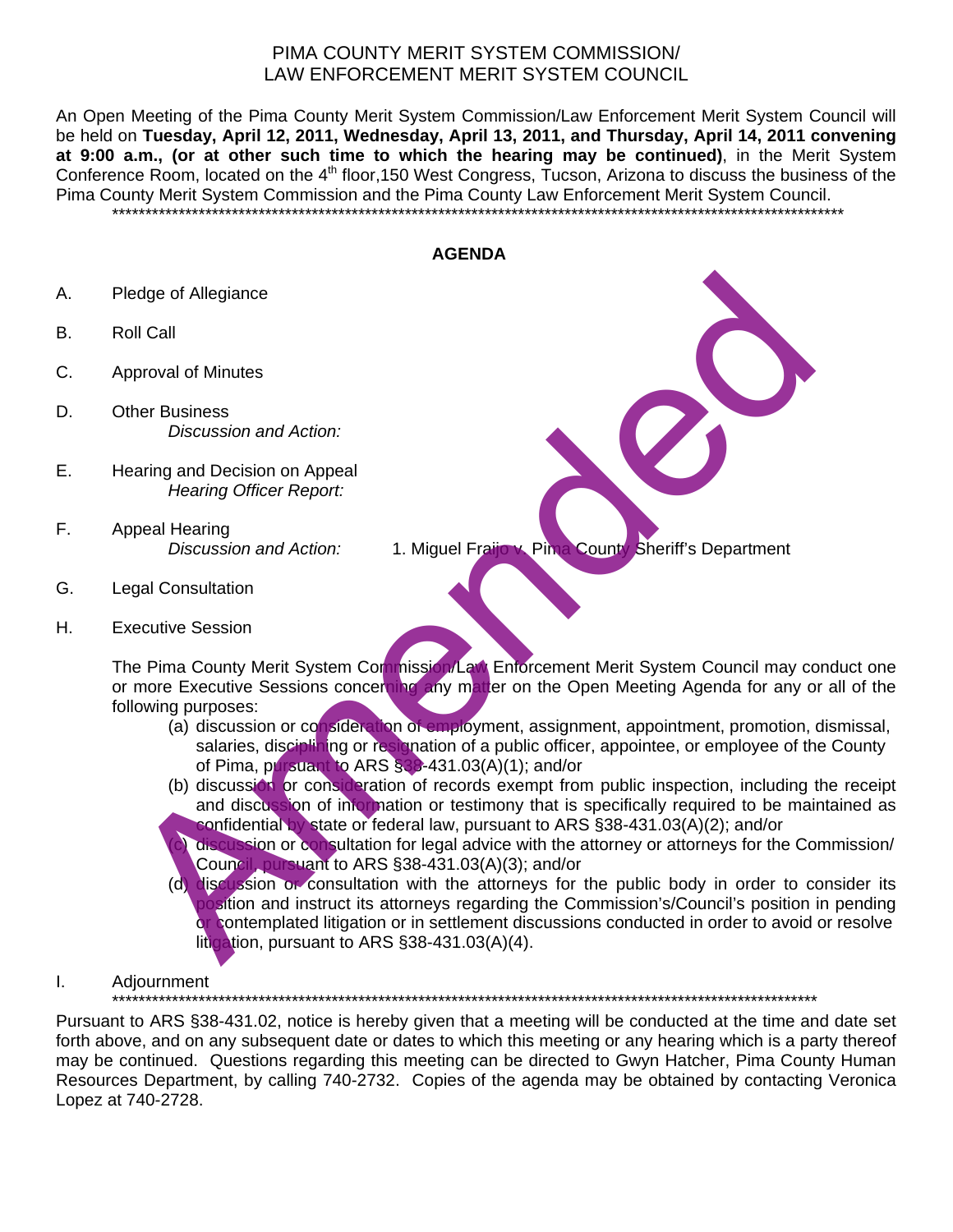# PIMA COUNTY MERIT SYSTEM COMMISSION/
# LAW ENFORCEMENT MERIT SYSTEM COUNCIL

An Open Meeting of the Pima County Merit System Commission/Law Enforcement Merit System Council will be held on **Tuesday, April 12, 2011, Wednesday, April 13, 2011, and Thursday, April 14, 2011 convening at 9:00 a.m., (or at other such time to which the hearing may be continued)**, in the Merit System Conference Room, located on the 4th floor,150 West Congress, Tucson, Arizona to discuss the business of the Pima County Merit System Commission and the Pima County Law Enforcement Merit System Council.

***************************************************************************************************************

## AGENDA

Amended

A. Pledge of Allegiance

B. Roll Call

C. Approval of Minutes

D. Other Business
*Discussion and Action:*

E. Hearing and Decision on Appeal
*Hearing Officer Report:*

F. Appeal Hearing
*Discussion and Action:* 1. Miguel Fraijo v. Pima County Sheriff's Department

G. Legal Consultation

H. Executive Session

The Pima County Merit System Commission/Law Enforcement Merit System Council may conduct one or more Executive Sessions concerning any matter on the Open Meeting Agenda for any or all of the following purposes:

(a) discussion or consideration of employment, assignment, appointment, promotion, dismissal, salaries, disciplining or resignation of a public officer, appointee, or employee of the County of Pima, pursuant to ARS §38-431.03(A)(1); and/or

(b) discussion or consideration of records exempt from public inspection, including the receipt and discussion of information or testimony that is specifically required to be maintained as confidential by state or federal law, pursuant to ARS §38-431.03(A)(2); and/or

(c) discussion or consultation for legal advice with the attorney or attorneys for the Commission/Council, pursuant to ARS §38-431.03(A)(3); and/or

(d) discussion or consultation with the attorneys for the public body in order to consider its position and instruct its attorneys regarding the Commission's/Council's position in pending or contemplated litigation or in settlement discussions conducted in order to avoid or resolve litigation, pursuant to ARS §38-431.03(A)(4).

I. Adjournment

***************************************************************************************************************

Pursuant to ARS §38-431.02, notice is hereby given that a meeting will be conducted at the time and date set forth above, and on any subsequent date or dates to which this meeting or any hearing which is a party thereof may be continued. Questions regarding this meeting can be directed to Gwyn Hatcher, Pima County Human Resources Department, by calling 740-2732. Copies of the agenda may be obtained by contacting Veronica Lopez at 740-2728.